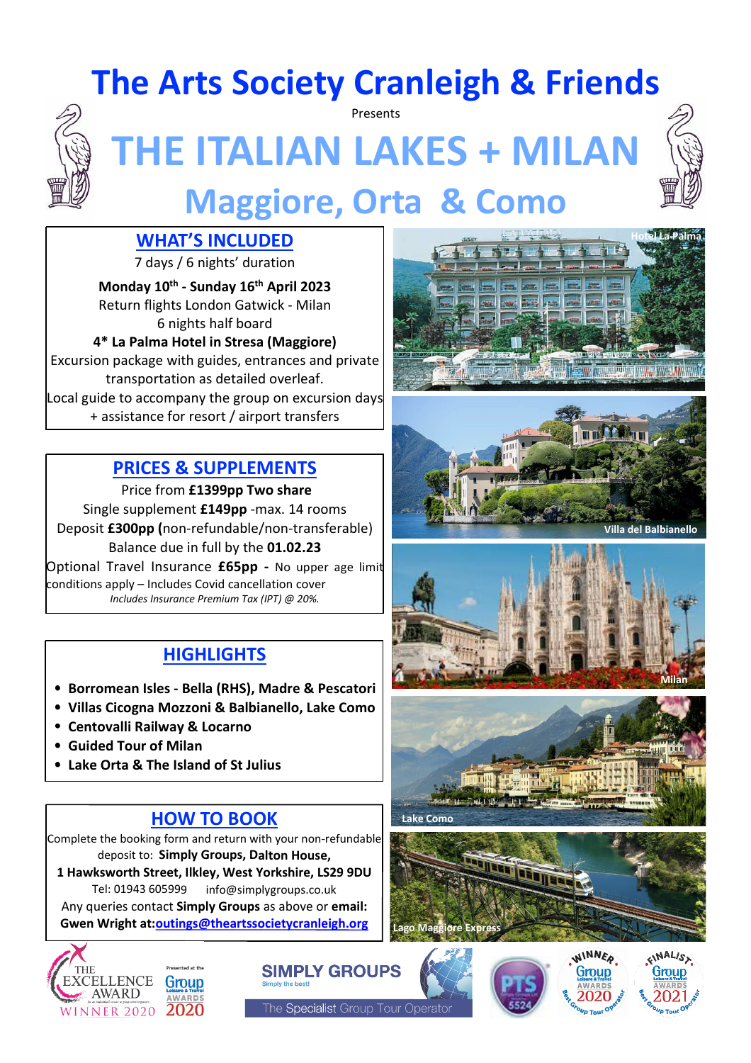# The Arts Society Cranleigh & Friends

Presents

# THE ITALIAN LAKES + MILAN

## Maggiore, Orta & Como

## WHAT'S INCLUDED

7 days / 6 nights' duration

**Monday 10th - Sunday 16th April 2023**

Return flights London Gatwick - Milan

6 nights half board

**4* La Palma Hotel in Stresa (Maggiore)**

Excursion package with guides, entrances and private transportation as detailed overleaf.

Local guide to accompany the group on excursion days + assistance for resort / airport transfers

## PRICES & SUPPLEMENTS

Price from **£1399pp Two share**

Single supplement **£149pp** -max. 14 rooms

Deposit **£300pp (**non-refundable/non-transferable)

Balance due in full by the **01.02.23**

Optional Travel Insurance **£65pp -** No upper age limit conditions apply – Includes Covid cancellation cover

*Includes Insurance Premium Tax (IPT) @ 20%.*

## HIGHLIGHTS

- **Borromean Isles - Bella (RHS), Madre & Pescatori**
- **Villas Cicogna Mozzoni & Balbianello, Lake Como**
- **Centovalli Railway & Locarno**
- **Guided Tour of Milan**
- **Lake Orta & The Island of St Julius**

## HOW TO BOOK

Complete the booking form and return with your non-refundable deposit to: **Simply Groups, Dalton House, 1 Hawksworth Street, Ilkley, West Yorkshire, LS29 9DU**

Tel: 01943 605999 info@simplygroups.co.uk

Any queries contact **Simply Groups** as above or **email: Gwen Wright at:outings@theartssocietycranleigh.org**

Hotel La Palma

Villa del Balbianello

Milan

Lake Como

Lago Maggiore Express

THE EXCELLENCE AWARD WINNER 2020

Presented at the Group Leisure & Travel Awards 2020

SIMPLY GROUPS Simply the best! The Specialist Group Tour Operator

PTS 5524

WINNER Group Leisure & Travel Awards 2020 Best Group Tour Operator

FINALIST Group Leisure & Travel Awards 2021 Best Group Tour Operator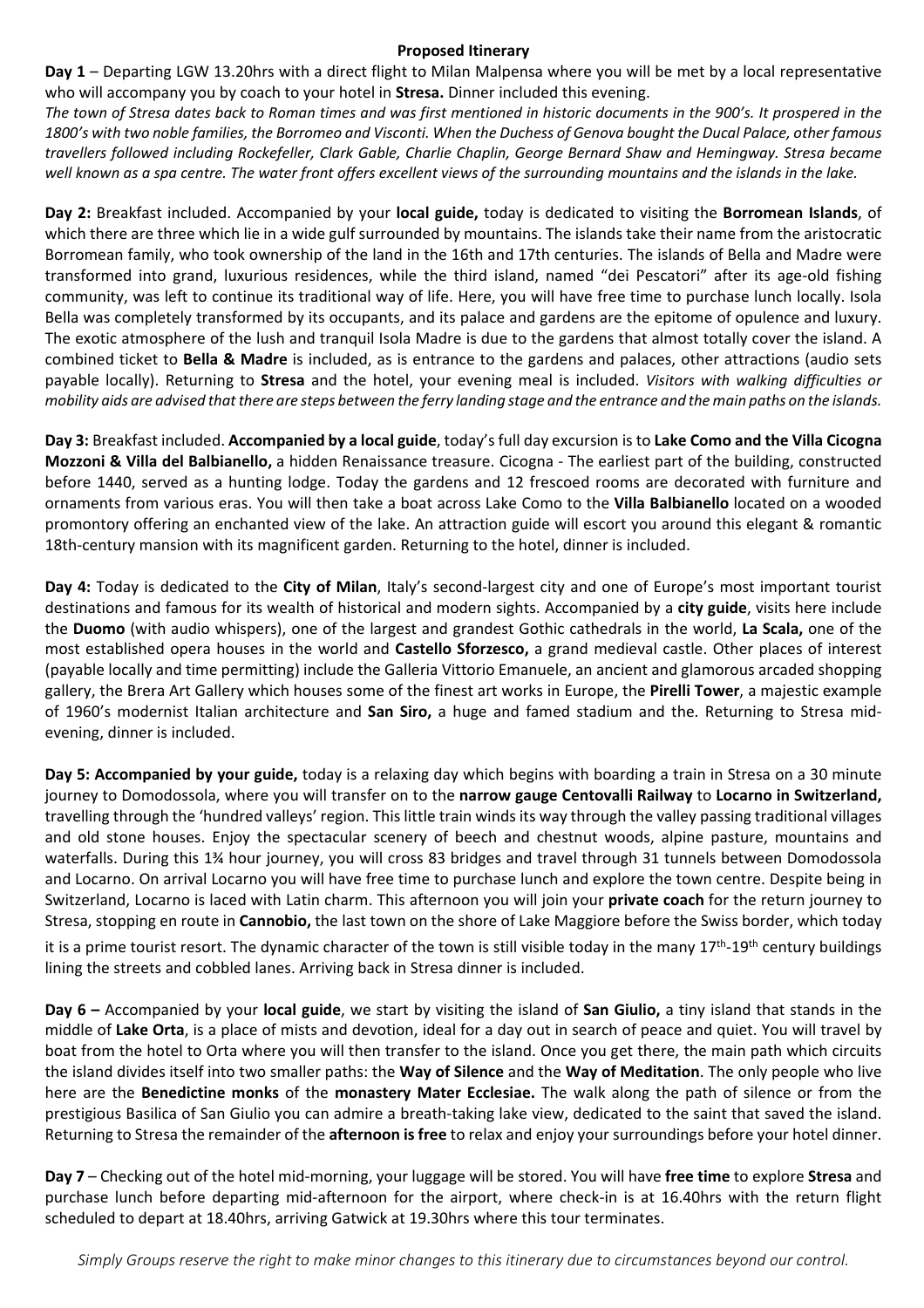**Proposed Itinerary**

**Day 1** – Departing LGW 13.20hrs with a direct flight to Milan Malpensa where you will be met by a local representative who will accompany you by coach to your hotel in **Stresa.** Dinner included this evening.

*The town of Stresa dates back to Roman times and was first mentioned in historic documents in the 900's. It prospered in the 1800's with two noble families, the Borromeo and Visconti. When the Duchess of Genova bought the Ducal Palace, other famous travellers followed including Rockefeller, Clark Gable, Charlie Chaplin, George Bernard Shaw and Hemingway. Stresa became well known as a spa centre. The water front offers excellent views of the surrounding mountains and the islands in the lake.*

**Day 2:** Breakfast included. Accompanied by your **local guide,** today is dedicated to visiting the **Borromean Islands**, of which there are three which lie in a wide gulf surrounded by mountains. The islands take their name from the aristocratic Borromean family, who took ownership of the land in the 16th and 17th centuries. The islands of Bella and Madre were transformed into grand, luxurious residences, while the third island, named "dei Pescatori" after its age-old fishing community, was left to continue its traditional way of life. Here, you will have free time to purchase lunch locally. Isola Bella was completely transformed by its occupants, and its palace and gardens are the epitome of opulence and luxury. The exotic atmosphere of the lush and tranquil Isola Madre is due to the gardens that almost totally cover the island. A combined ticket to **Bella & Madre** is included, as is entrance to the gardens and palaces, other attractions (audio sets payable locally). Returning to **Stresa** and the hotel, your evening meal is included. *Visitors with walking difficulties or mobility aids are advised that there are steps between the ferry landing stage and the entrance and the main paths on the islands.*

**Day 3:** Breakfast included. **Accompanied by a local guide**, today's full day excursion is to **Lake Como and the Villa Cicogna Mozzoni & Villa del Balbianello,** a hidden Renaissance treasure. Cicogna - The earliest part of the building, constructed before 1440, served as a hunting lodge. Today the gardens and 12 frescoed rooms are decorated with furniture and ornaments from various eras. You will then take a boat across Lake Como to the **Villa Balbianello** located on a wooded promontory offering an enchanted view of the lake. An attraction guide will escort you around this elegant & romantic 18th-century mansion with its magnificent garden. Returning to the hotel, dinner is included.

**Day 4:** Today is dedicated to the **City of Milan**, Italy's second-largest city and one of Europe's most important tourist destinations and famous for its wealth of historical and modern sights. Accompanied by a **city guide**, visits here include the **Duomo** (with audio whispers), one of the largest and grandest Gothic cathedrals in the world, **La Scala,** one of the most established opera houses in the world and **Castello Sforzesco,** a grand medieval castle. Other places of interest (payable locally and time permitting) include the Galleria Vittorio Emanuele, an ancient and glamorous arcaded shopping gallery, the Brera Art Gallery which houses some of the finest art works in Europe, the **Pirelli Tower**, a majestic example of 1960's modernist Italian architecture and **San Siro,** a huge and famed stadium and the. Returning to Stresa mid-evening, dinner is included.

**Day 5: Accompanied by your guide,** today is a relaxing day which begins with boarding a train in Stresa on a 30 minute journey to Domodossola, where you will transfer on to the **narrow gauge Centovalli Railway** to **Locarno in Switzerland,** travelling through the 'hundred valleys' region. This little train winds its way through the valley passing traditional villages and old stone houses. Enjoy the spectacular scenery of beech and chestnut woods, alpine pasture, mountains and waterfalls. During this 1¾ hour journey, you will cross 83 bridges and travel through 31 tunnels between Domodossola and Locarno. On arrival Locarno you will have free time to purchase lunch and explore the town centre. Despite being in Switzerland, Locarno is laced with Latin charm. This afternoon you will join your **private coach** for the return journey to Stresa, stopping en route in **Cannobio,** the last town on the shore of Lake Maggiore before the Swiss border, which today it is a prime tourist resort. The dynamic character of the town is still visible today in the many 17th-19th century buildings lining the streets and cobbled lanes. Arriving back in Stresa dinner is included.

**Day 6 –** Accompanied by your **local guide**, we start by visiting the island of **San Giulio,** a tiny island that stands in the middle of **Lake Orta**, is a place of mists and devotion, ideal for a day out in search of peace and quiet. You will travel by boat from the hotel to Orta where you will then transfer to the island. Once you get there, the main path which circuits the island divides itself into two smaller paths: the **Way of Silence** and the **Way of Meditation**. The only people who live here are the **Benedictine monks** of the **monastery Mater Ecclesiae.** The walk along the path of silence or from the prestigious Basilica of San Giulio you can admire a breath-taking lake view, dedicated to the saint that saved the island. Returning to Stresa the remainder of the **afternoon is free** to relax and enjoy your surroundings before your hotel dinner.

**Day 7** – Checking out of the hotel mid-morning, your luggage will be stored. You will have **free time** to explore **Stresa** and purchase lunch before departing mid-afternoon for the airport, where check-in is at 16.40hrs with the return flight scheduled to depart at 18.40hrs, arriving Gatwick at 19.30hrs where this tour terminates.

*Simply Groups reserve the right to make minor changes to this itinerary due to circumstances beyond our control.*